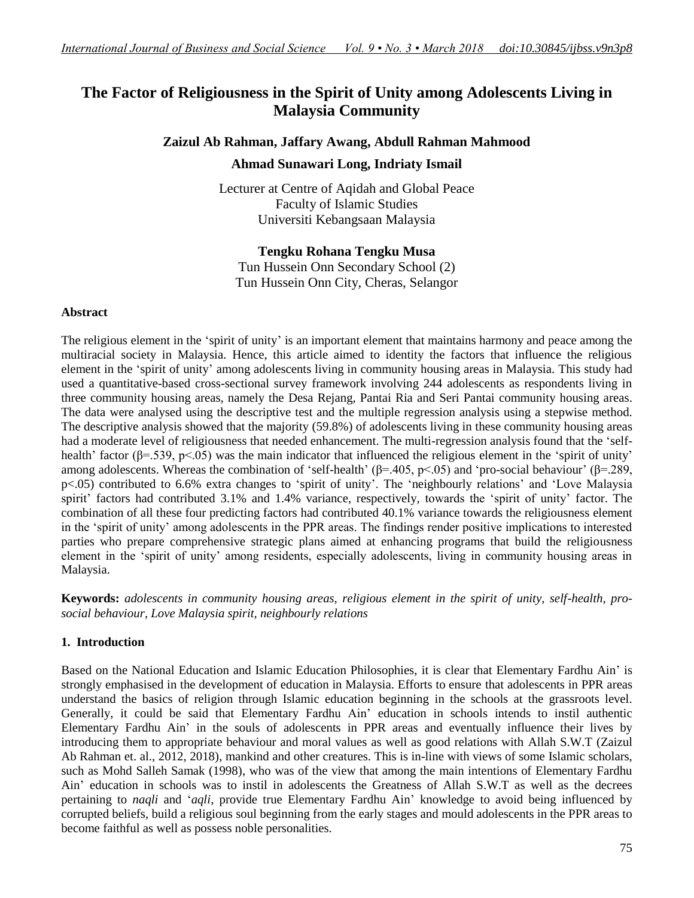# The Factor of Religiousness in the Spirit of Unity among Adolescents Living in Malaysia Community

**Zaizul Ab Rahman, Jaffary Awang, Abdull Rahman Mahmood**

**Ahmad Sunawari Long, Indriaty Ismail**

Lecturer at Centre of Aqidah and Global Peace
Faculty of Islamic Studies
Universiti Kebangsaan Malaysia

**Tengku Rohana Tengku Musa**
Tun Hussein Onn Secondary School (2)
Tun Hussein Onn City, Cheras, Selangor

## Abstract

The religious element in the 'spirit of unity' is an important element that maintains harmony and peace among the multiracial society in Malaysia. Hence, this article aimed to identity the factors that influence the religious element in the 'spirit of unity' among adolescents living in community housing areas in Malaysia. This study had used a quantitative-based cross-sectional survey framework involving 244 adolescents as respondents living in three community housing areas, namely the Desa Rejang, Pantai Ria and Seri Pantai community housing areas. The data were analysed using the descriptive test and the multiple regression analysis using a stepwise method. The descriptive analysis showed that the majority (59.8%) of adolescents living in these community housing areas had a moderate level of religiousness that needed enhancement. The multi-regression analysis found that the 'self-health' factor ($\beta$=.539, $p$<.05) was the main indicator that influenced the religious element in the 'spirit of unity' among adolescents. Whereas the combination of 'self-health' ($\beta$=.405, $p$<.05) and 'pro-social behaviour' ($\beta$=.289, $p$<.05) contributed to 6.6% extra changes to 'spirit of unity'. The 'neighbourly relations' and 'Love Malaysia spirit' factors had contributed 3.1% and 1.4% variance, respectively, towards the 'spirit of unity' factor. The combination of all these four predicting factors had contributed 40.1% variance towards the religiousness element in the 'spirit of unity' among adolescents in the PPR areas. The findings render positive implications to interested parties who prepare comprehensive strategic plans aimed at enhancing programs that build the religiousness element in the 'spirit of unity' among residents, especially adolescents, living in community housing areas in Malaysia.

**Keywords:** *adolescents in community housing areas, religious element in the spirit of unity, self-health, pro-social behaviour, Love Malaysia spirit, neighbourly relations*

## 1. Introduction

Based on the National Education and Islamic Education Philosophies, it is clear that Elementary Fardhu Ain' is strongly emphasised in the development of education in Malaysia. Efforts to ensure that adolescents in PPR areas understand the basics of religion through Islamic education beginning in the schools at the grassroots level. Generally, it could be said that Elementary Fardhu Ain' education in schools intends to instil authentic Elementary Fardhu Ain' in the souls of adolescents in PPR areas and eventually influence their lives by introducing them to appropriate behaviour and moral values as well as good relations with Allah S.W.T (Zaizul Ab Rahman et. al., 2012, 2018), mankind and other creatures. This is in-line with views of some Islamic scholars, such as Mohd Salleh Samak (1998), who was of the view that among the main intentions of Elementary Fardhu Ain' education in schools was to instil in adolescents the Greatness of Allah S.W.T as well as the decrees pertaining to *naqli* and '*aqli*, provide true Elementary Fardhu Ain' knowledge to avoid being influenced by corrupted beliefs, build a religious soul beginning from the early stages and mould adolescents in the PPR areas to become faithful as well as possess noble personalities.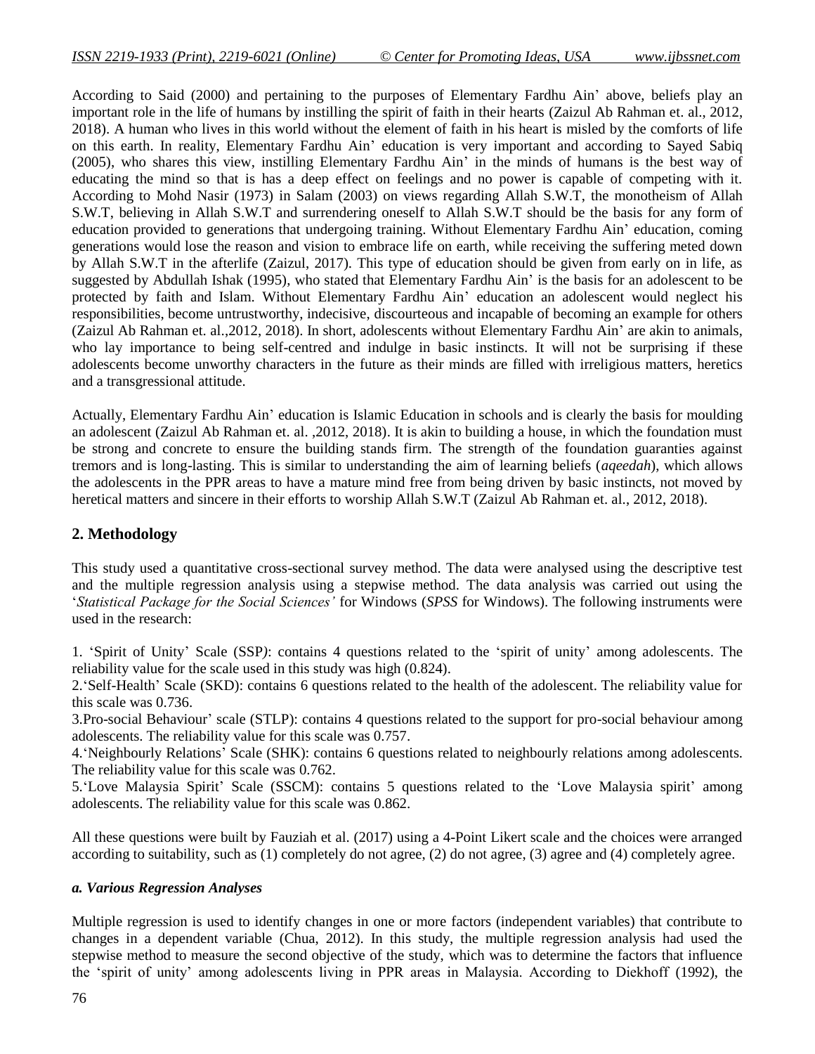According to Said (2000) and pertaining to the purposes of Elementary Fardhu Ain' above, beliefs play an important role in the life of humans by instilling the spirit of faith in their hearts (Zaizul Ab Rahman et. al., 2012, 2018). A human who lives in this world without the element of faith in his heart is misled by the comforts of life on this earth. In reality, Elementary Fardhu Ain' education is very important and according to Sayed Sabiq (2005), who shares this view, instilling Elementary Fardhu Ain' in the minds of humans is the best way of educating the mind so that is has a deep effect on feelings and no power is capable of competing with it. According to Mohd Nasir (1973) in Salam (2003) on views regarding Allah S.W.T, the monotheism of Allah S.W.T, believing in Allah S.W.T and surrendering oneself to Allah S.W.T should be the basis for any form of education provided to generations that undergoing training. Without Elementary Fardhu Ain' education, coming generations would lose the reason and vision to embrace life on earth, while receiving the suffering meted down by Allah S.W.T in the afterlife (Zaizul, 2017). This type of education should be given from early on in life, as suggested by Abdullah Ishak (1995), who stated that Elementary Fardhu Ain' is the basis for an adolescent to be protected by faith and Islam. Without Elementary Fardhu Ain' education an adolescent would neglect his responsibilities, become untrustworthy, indecisive, discourteous and incapable of becoming an example for others (Zaizul Ab Rahman et. al.,2012, 2018). In short, adolescents without Elementary Fardhu Ain' are akin to animals, who lay importance to being self-centred and indulge in basic instincts. It will not be surprising if these adolescents become unworthy characters in the future as their minds are filled with irreligious matters, heretics and a transgressional attitude.

Actually, Elementary Fardhu Ain' education is Islamic Education in schools and is clearly the basis for moulding an adolescent (Zaizul Ab Rahman et. al. ,2012, 2018). It is akin to building a house, in which the foundation must be strong and concrete to ensure the building stands firm. The strength of the foundation guaranties against tremors and is long-lasting. This is similar to understanding the aim of learning beliefs (*aqeedah*), which allows the adolescents in the PPR areas to have a mature mind free from being driven by basic instincts, not moved by heretical matters and sincere in their efforts to worship Allah S.W.T (Zaizul Ab Rahman et. al., 2012, 2018).

## 2. Methodology

This study used a quantitative cross-sectional survey method. The data were analysed using the descriptive test and the multiple regression analysis using a stepwise method. The data analysis was carried out using the '*Statistical Package for the Social Sciences'* for Windows (*SPSS* for Windows). The following instruments were used in the research:

1. 'Spirit of Unity' Scale (SSP*)*: contains 4 questions related to the 'spirit of unity' among adolescents. The reliability value for the scale used in this study was high (0.824).
2. 'Self-Health' Scale (SKD): contains 6 questions related to the health of the adolescent. The reliability value for this scale was 0.736.
3. Pro-social Behaviour' scale (STLP): contains 4 questions related to the support for pro-social behaviour among adolescents. The reliability value for this scale was 0.757.
4. 'Neighbourly Relations' Scale (SHK): contains 6 questions related to neighbourly relations among adolescents. The reliability value for this scale was 0.762.
5. 'Love Malaysia Spirit' Scale (SSCM): contains 5 questions related to the 'Love Malaysia spirit' among adolescents. The reliability value for this scale was 0.862.

All these questions were built by Fauziah et al. (2017) using a 4-Point Likert scale and the choices were arranged according to suitability, such as (1) completely do not agree, (2) do not agree, (3) agree and (4) completely agree.

### *a. Various Regression Analyses*

Multiple regression is used to identify changes in one or more factors (independent variables) that contribute to changes in a dependent variable (Chua, 2012). In this study, the multiple regression analysis had used the stepwise method to measure the second objective of the study, which was to determine the factors that influence the 'spirit of unity' among adolescents living in PPR areas in Malaysia. According to Diekhoff (1992), the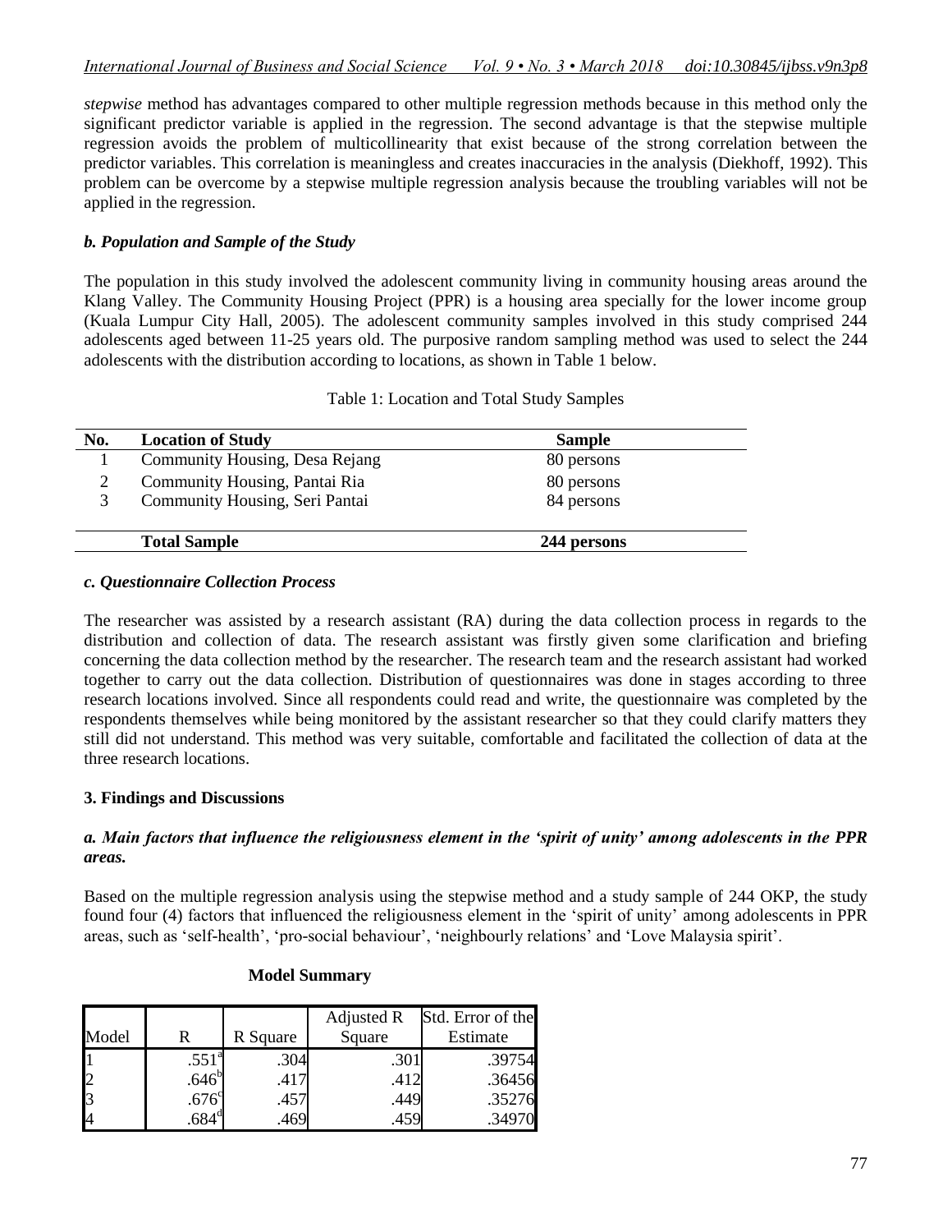*stepwise* method has advantages compared to other multiple regression methods because in this method only the significant predictor variable is applied in the regression. The second advantage is that the stepwise multiple regression avoids the problem of multicollinearity that exist because of the strong correlation between the predictor variables. This correlation is meaningless and creates inaccuracies in the analysis (Diekhoff, 1992). This problem can be overcome by a stepwise multiple regression analysis because the troubling variables will not be applied in the regression.

### *b. Population and Sample of the Study*

The population in this study involved the adolescent community living in community housing areas around the Klang Valley. The Community Housing Project (PPR) is a housing area specially for the lower income group (Kuala Lumpur City Hall, 2005). The adolescent community samples involved in this study comprised 244 adolescents aged between 11-25 years old. The purposive random sampling method was used to select the 244 adolescents with the distribution according to locations, as shown in Table 1 below.

Table 1: Location and Total Study Samples

| No. | Location of Study | Sample |
|---|---|---|
| 1 | Community Housing, Desa Rejang | 80 persons |
| 2 | Community Housing, Pantai Ria | 80 persons |
| 3 | Community Housing, Seri Pantai | 84 persons |
| | **Total Sample** | **244 persons** |

### *c. Questionnaire Collection Process*

The researcher was assisted by a research assistant (RA) during the data collection process in regards to the distribution and collection of data. The research assistant was firstly given some clarification and briefing concerning the data collection method by the researcher. The research team and the research assistant had worked together to carry out the data collection. Distribution of questionnaires was done in stages according to three research locations involved. Since all respondents could read and write, the questionnaire was completed by the respondents themselves while being monitored by the assistant researcher so that they could clarify matters they still did not understand. This method was very suitable, comfortable and facilitated the collection of data at the three research locations.

## 3. Findings and Discussions

### *a. Main factors that influence the religiousness element in the 'spirit of unity' among adolescents in the PPR areas.*

Based on the multiple regression analysis using the stepwise method and a study sample of 244 OKP, the study found four (4) factors that influenced the religiousness element in the 'spirit of unity' among adolescents in PPR areas, such as 'self-health', 'pro-social behaviour', 'neighbourly relations' and 'Love Malaysia spirit'.

**Model Summary**

| Model | R | R Square | Adjusted R Square | Std. Error of the Estimate |
|---|---|---|---|---|
| 1 | .551[a] | .304 | .301 | .39754 |
| 2 | .646[b] | .417 | .412 | .36456 |
| 3 | .676[c] | .457 | .449 | .35276 |
| 4 | .684[d] | .469 | .459 | .34970 |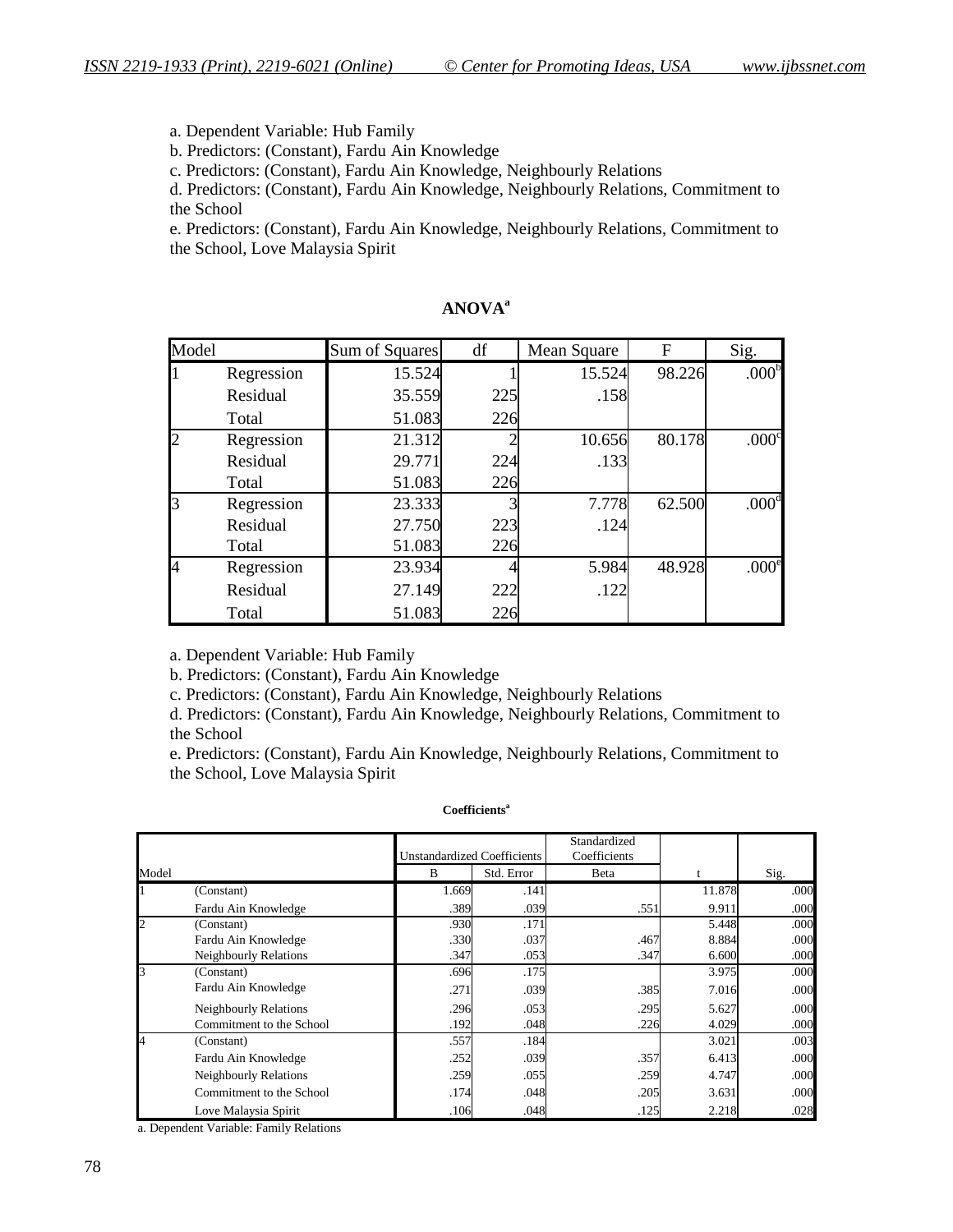a. Dependent Variable: Hub Family

b. Predictors: (Constant), Fardu Ain Knowledge

c. Predictors: (Constant), Fardu Ain Knowledge, Neighbourly Relations

d. Predictors: (Constant), Fardu Ain Knowledge, Neighbourly Relations, Commitment to the School

e. Predictors: (Constant), Fardu Ain Knowledge, Neighbourly Relations, Commitment to the School, Love Malaysia Spirit

**ANOVA[a]**

| Model | | Sum of Squares | df | Mean Square | F | Sig. |
|---|---|---|---|---|---|---|
| 1 | Regression | 15.524 | 1 | 15.524 | 98.226 | .000[b] |
| | Residual | 35.559 | 225 | .158 | | |
| | Total | 51.083 | 226 | | | |
| 2 | Regression | 21.312 | 2 | 10.656 | 80.178 | .000[c] |
| | Residual | 29.771 | 224 | .133 | | |
| | Total | 51.083 | 226 | | | |
| 3 | Regression | 23.333 | 3 | 7.778 | 62.500 | .000[d] |
| | Residual | 27.750 | 223 | .124 | | |
| | Total | 51.083 | 226 | | | |
| 4 | Regression | 23.934 | 4 | 5.984 | 48.928 | .000[e] |
| | Residual | 27.149 | 222 | .122 | | |
| | Total | 51.083 | 226 | | | |

a. Dependent Variable: Hub Family

b. Predictors: (Constant), Fardu Ain Knowledge

c. Predictors: (Constant), Fardu Ain Knowledge, Neighbourly Relations

d. Predictors: (Constant), Fardu Ain Knowledge, Neighbourly Relations, Commitment to the School

e. Predictors: (Constant), Fardu Ain Knowledge, Neighbourly Relations, Commitment to the School, Love Malaysia Spirit

**Coefficients[a]**

| Model | | Unstandardized Coefficients | | Standardized Coefficients | t | Sig. |
|---|---|---|---|---|---|---|
| | | B | Std. Error | Beta | | |
| 1 | (Constant) | 1.669 | .141 | | 11.878 | .000 |
| | Fardu Ain Knowledge | .389 | .039 | .551 | 9.911 | .000 |
| 2 | (Constant) | .930 | .171 | | 5.448 | .000 |
| | Fardu Ain Knowledge | .330 | .037 | .467 | 8.884 | .000 |
| | Neighbourly Relations | .347 | .053 | .347 | 6.600 | .000 |
| 3 | (Constant) | .696 | .175 | | 3.975 | .000 |
| | Fardu Ain Knowledge | .271 | .039 | .385 | 7.016 | .000 |
| | Neighbourly Relations | .296 | .053 | .295 | 5.627 | .000 |
| | Commitment to the School | .192 | .048 | .226 | 4.029 | .000 |
| 4 | (Constant) | .557 | .184 | | 3.021 | .003 |
| | Fardu Ain Knowledge | .252 | .039 | .357 | 6.413 | .000 |
| | Neighbourly Relations | .259 | .055 | .259 | 4.747 | .000 |
| | Commitment to the School | .174 | .048 | .205 | 3.631 | .000 |
| | Love Malaysia Spirit | .106 | .048 | .125 | 2.218 | .028 |

a. Dependent Variable: Family Relations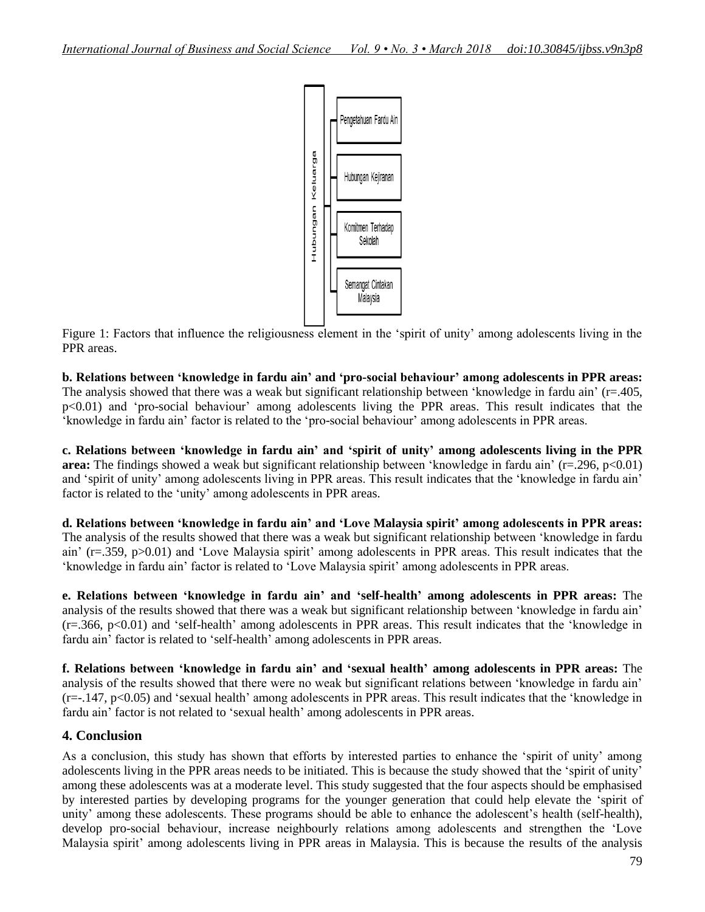Hubungan Keluarga

Pengetahuan Fardu Ain

Hubungan Kejiranan

Komitmen Terhadap Sekolah

Semangat Cintakan Malaysia

Figure 1: Factors that influence the religiousness element in the 'spirit of unity' among adolescents living in the PPR areas.

**b. Relations between 'knowledge in fardu ain' and 'pro-social behaviour' among adolescents in PPR areas:** The analysis showed that there was a weak but significant relationship between 'knowledge in fardu ain' ($r=.405$, $p<0.01$) and 'pro-social behaviour' among adolescents living the PPR areas. This result indicates that the 'knowledge in fardu ain' factor is related to the 'pro-social behaviour' among adolescents in PPR areas.

**c. Relations between 'knowledge in fardu ain' and 'spirit of unity' among adolescents living in the PPR area:** The findings showed a weak but significant relationship between 'knowledge in fardu ain' ($r=.296$, $p<0.01$) and 'spirit of unity' among adolescents living in PPR areas. This result indicates that the 'knowledge in fardu ain' factor is related to the 'unity' among adolescents in PPR areas.

**d. Relations between 'knowledge in fardu ain' and 'Love Malaysia spirit' among adolescents in PPR areas:** The analysis of the results showed that there was a weak but significant relationship between 'knowledge in fardu ain' ($r=.359$, $p>0.01$) and 'Love Malaysia spirit' among adolescents in PPR areas. This result indicates that the 'knowledge in fardu ain' factor is related to 'Love Malaysia spirit' among adolescents in PPR areas.

**e. Relations between 'knowledge in fardu ain' and 'self-health' among adolescents in PPR areas:** The analysis of the results showed that there was a weak but significant relationship between 'knowledge in fardu ain' ($r=.366$, $p<0.01$) and 'self-health' among adolescents in PPR areas. This result indicates that the 'knowledge in fardu ain' factor is related to 'self-health' among adolescents in PPR areas.

**f. Relations between 'knowledge in fardu ain' and 'sexual health' among adolescents in PPR areas:** The analysis of the results showed that there were no weak but significant relations between 'knowledge in fardu ain' ($r=-.147$, $p<0.05$) and 'sexual health' among adolescents in PPR areas. This result indicates that the 'knowledge in fardu ain' factor is not related to 'sexual health' among adolescents in PPR areas.

## 4. Conclusion

As a conclusion, this study has shown that efforts by interested parties to enhance the 'spirit of unity' among adolescents living in the PPR areas needs to be initiated. This is because the study showed that the 'spirit of unity' among these adolescents was at a moderate level. This study suggested that the four aspects should be emphasised by interested parties by developing programs for the younger generation that could help elevate the 'spirit of unity' among these adolescents. These programs should be able to enhance the adolescent's health (self-health), develop pro-social behaviour, increase neighbourly relations among adolescents and strengthen the 'Love Malaysia spirit' among adolescents living in PPR areas in Malaysia. This is because the results of the analysis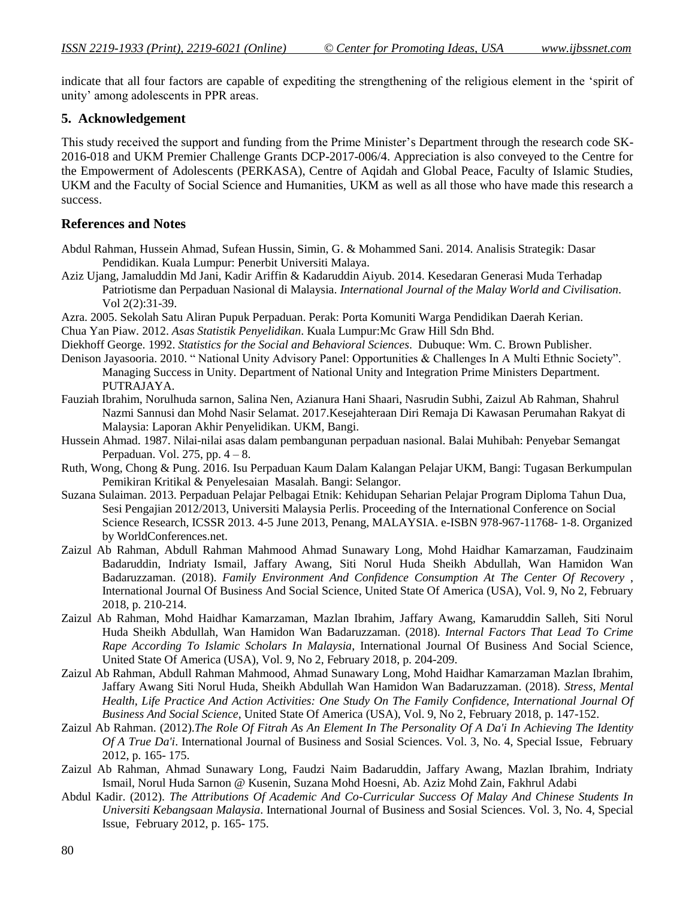indicate that all four factors are capable of expediting the strengthening of the religious element in the 'spirit of unity' among adolescents in PPR areas.

## 5. Acknowledgement

This study received the support and funding from the Prime Minister's Department through the research code SK-2016-018 and UKM Premier Challenge Grants DCP-2017-006/4. Appreciation is also conveyed to the Centre for the Empowerment of Adolescents (PERKASA), Centre of Aqidah and Global Peace, Faculty of Islamic Studies, UKM and the Faculty of Social Science and Humanities, UKM as well as all those who have made this research a success.

## References and Notes

Abdul Rahman, Hussein Ahmad, Sufean Hussin, Simin, G. & Mohammed Sani. 2014. Analisis Strategik: Dasar Pendidikan. Kuala Lumpur: Penerbit Universiti Malaya.

Aziz Ujang, Jamaluddin Md Jani, Kadir Ariffin & Kadaruddin Aiyub. 2014. Kesedaran Generasi Muda Terhadap Patriotisme dan Perpaduan Nasional di Malaysia. *International Journal of the Malay World and Civilisation*. Vol 2(2):31-39.

Azra. 2005. Sekolah Satu Aliran Pupuk Perpaduan. Perak: Porta Komuniti Warga Pendidikan Daerah Kerian.

Chua Yan Piaw. 2012. *Asas Statistik Penyelidikan*. Kuala Lumpur:Mc Graw Hill Sdn Bhd.

Diekhoff George. 1992. *Statistics for the Social and Behavioral Sciences*. Dubuque: Wm. C. Brown Publisher.

Denison Jayasooria. 2010. " National Unity Advisory Panel: Opportunities & Challenges In A Multi Ethnic Society". Managing Success in Unity. Department of National Unity and Integration Prime Ministers Department. PUTRAJAYA.

Fauziah Ibrahim, Norulhuda sarnon, Salina Nen, Azianura Hani Shaari, Nasrudin Subhi, Zaizul Ab Rahman, Shahrul Nazmi Sannusi dan Mohd Nasir Selamat. 2017.Kesejahteraan Diri Remaja Di Kawasan Perumahan Rakyat di Malaysia: Laporan Akhir Penyelidikan. UKM, Bangi.

Hussein Ahmad. 1987. Nilai-nilai asas dalam pembangunan perpaduan nasional. Balai Muhibah: Penyebar Semangat Perpaduan. Vol. 275, pp. 4 – 8.

Ruth, Wong, Chong & Pung. 2016. Isu Perpaduan Kaum Dalam Kalangan Pelajar UKM, Bangi: Tugasan Berkumpulan Pemikiran Kritikal & Penyelesaian Masalah. Bangi: Selangor.

Suzana Sulaiman. 2013. Perpaduan Pelajar Pelbagai Etnik: Kehidupan Seharian Pelajar Program Diploma Tahun Dua, Sesi Pengajian 2012/2013, Universiti Malaysia Perlis. Proceeding of the International Conference on Social Science Research, ICSSR 2013. 4-5 June 2013, Penang, MALAYSIA. e-ISBN 978-967-11768- 1-8. Organized by WorldConferences.net.

Zaizul Ab Rahman, Abdull Rahman Mahmood Ahmad Sunawary Long, Mohd Haidhar Kamarzaman, Faudzinaim Badaruddin, Indriaty Ismail, Jaffary Awang, Siti Norul Huda Sheikh Abdullah, Wan Hamidon Wan Badaruzzaman. (2018). *Family Environment And Confidence Consumption At The Center Of Recovery* , International Journal Of Business And Social Science, United State Of America (USA), Vol. 9, No 2, February 2018, p. 210-214.

Zaizul Ab Rahman, Mohd Haidhar Kamarzaman, Mazlan Ibrahim, Jaffary Awang, Kamaruddin Salleh, Siti Norul Huda Sheikh Abdullah, Wan Hamidon Wan Badaruzzaman. (2018). *Internal Factors That Lead To Crime Rape According To Islamic Scholars In Malaysia*, International Journal Of Business And Social Science, United State Of America (USA), Vol. 9, No 2, February 2018, p. 204-209.

Zaizul Ab Rahman, Abdull Rahman Mahmood, Ahmad Sunawary Long, Mohd Haidhar Kamarzaman Mazlan Ibrahim, Jaffary Awang Siti Norul Huda, Sheikh Abdullah Wan Hamidon Wan Badaruzzaman. (2018). *Stress, Mental Health, Life Practice And Action Activities: One Study On The Family Confidence, International Journal Of Business And Social Science*, United State Of America (USA), Vol. 9, No 2, February 2018, p. 147-152.

Zaizul Ab Rahman. (2012).*The Role Of Fitrah As An Element In The Personality Of A Da'i In Achieving The Identity Of A True Da'i*. International Journal of Business and Sosial Sciences. Vol. 3, No. 4, Special Issue, February 2012, p. 165- 175.

Zaizul Ab Rahman, Ahmad Sunawary Long, Faudzi Naim Badaruddin, Jaffary Awang, Mazlan Ibrahim, Indriaty Ismail, Norul Huda Sarnon @ Kusenin, Suzana Mohd Hoesni, Ab. Aziz Mohd Zain, Fakhrul Adabi

Abdul Kadir. (2012). *The Attributions Of Academic And Co-Curricular Success Of Malay And Chinese Students In Universiti Kebangsaan Malaysia*. International Journal of Business and Sosial Sciences. Vol. 3, No. 4, Special Issue, February 2012, p. 165- 175.